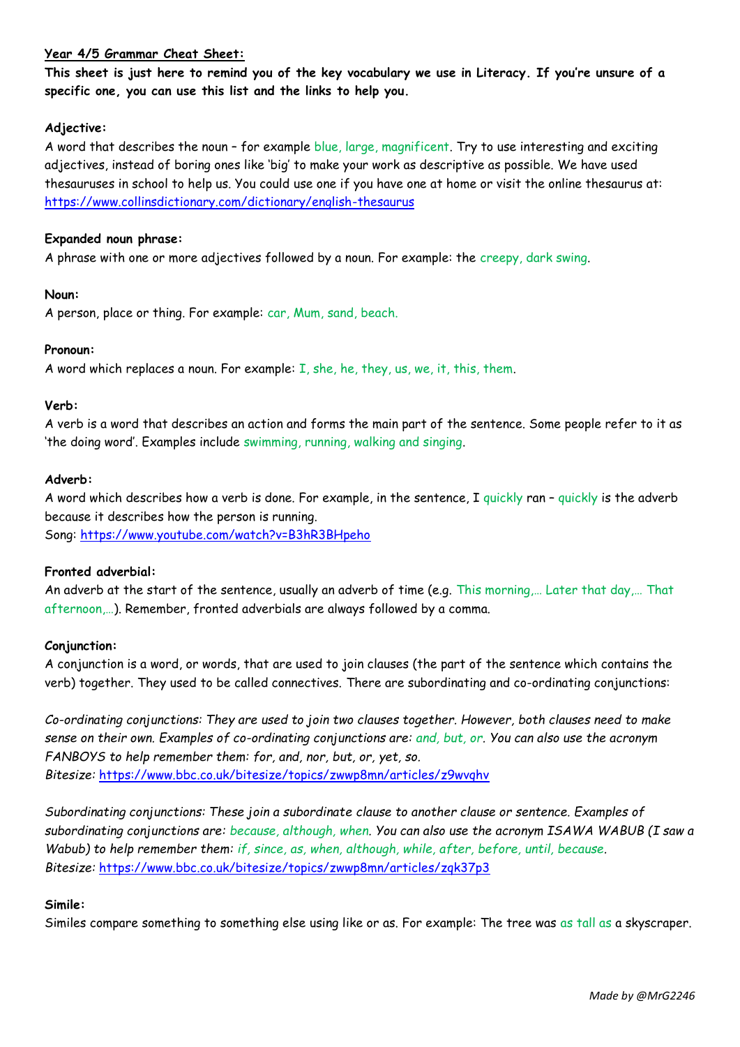**Year 4/5 Grammar Cheat Sheet:**

**This sheet is just here to remind you of the key vocabulary we use in Literacy. If you're unsure of a specific one, you can use this list and the links to help you.**

**Adjective:**

A word that describes the noun – for example blue, large, magnificent. Try to use interesting and exciting adjectives, instead of boring ones like 'big' to make your work as descriptive as possible. We have used thesauruses in school to help us. You could use one if you have one at home or visit the online thesaurus at: https://www.collinsdictionary.com/dictionary/english-thesaurus

**Expanded noun phrase:**

A phrase with one or more adjectives followed by a noun. For example: the creepy, dark swing.

**Noun:**

A person, place or thing. For example: car, Mum, sand, beach.

**Pronoun:**

A word which replaces a noun. For example: I, she, he, they, us, we, it, this, them.

**Verb:**

A verb is a word that describes an action and forms the main part of the sentence. Some people refer to it as 'the doing word'. Examples include swimming, running, walking and singing.

**Adverb:**

A word which describes how a verb is done. For example, in the sentence, I quickly ran – quickly is the adverb because it describes how the person is running.

Song: https://www.youtube.com/watch?v=B3hR3BHpeho

**Fronted adverbial:**

An adverb at the start of the sentence, usually an adverb of time (e.g. This morning,… Later that day,… That afternoon,…). Remember, fronted adverbials are always followed by a comma.

**Conjunction:**

A conjunction is a word, or words, that are used to join clauses (the part of the sentence which contains the verb) together. They used to be called connectives. There are subordinating and co-ordinating conjunctions:

*Co-ordinating conjunctions: They are used to join two clauses together. However, both clauses need to make sense on their own. Examples of co-ordinating conjunctions are: and, but, or. You can also use the acronym FANBOYS to help remember them: for, and, nor, but, or, yet, so.*

*Bitesize:* https://www.bbc.co.uk/bitesize/topics/zwwp8mn/articles/z9wvqhv

*Subordinating conjunctions: These join a subordinate clause to another clause or sentence. Examples of subordinating conjunctions are: because, although, when. You can also use the acronym ISAWA WABUB (I saw a Wabub) to help remember them: if, since, as, when, although, while, after, before, until, because.*

*Bitesize:* https://www.bbc.co.uk/bitesize/topics/zwwp8mn/articles/zqk37p3

**Simile:**

Similes compare something to something else using like or as. For example: The tree was as tall as a skyscraper.

*Made by @MrG2246*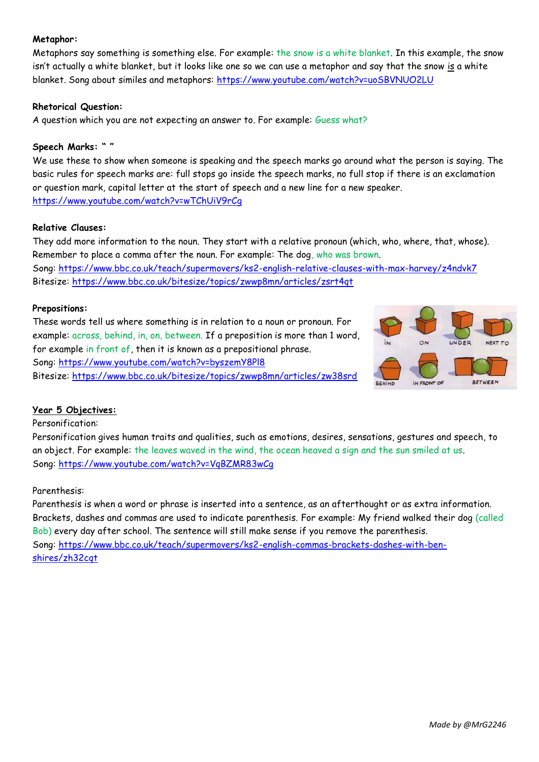**Metaphor:**

Metaphors say something is something else. For example: the snow is a white blanket. In this example, the snow isn't actually a white blanket, but it looks like one so we can use a metaphor and say that the snow is a white blanket. Song about similes and metaphors: https://www.youtube.com/watch?v=uoSBVNUO2LU

**Rhetorical Question:**

A question which you are not expecting an answer to. For example: Guess what?

**Speech Marks: " "**

We use these to show when someone is speaking and the speech marks go around what the person is saying. The basic rules for speech marks are: full stops go inside the speech marks, no full stop if there is an exclamation or question mark, capital letter at the start of speech and a new line for a new speaker.
https://www.youtube.com/watch?v=wTChUiV9rCg

**Relative Clauses:**

They add more information to the noun. They start with a relative pronoun (which, who, where, that, whose). Remember to place a comma after the noun. For example: The dog, who was brown.
Song: https://www.bbc.co.uk/teach/supermovers/ks2-english-relative-clauses-with-max-harvey/z4ndvk7
Bitesize: https://www.bbc.co.uk/bitesize/topics/zwwp8mn/articles/zsrt4qt

**Prepositions:**

These words tell us where something is in relation to a noun or pronoun. For example: across, behind, in, on, between. If a preposition is more than 1 word, for example in front of, then it is known as a prepositional phrase.
Song: https://www.youtube.com/watch?v=byszemY8Pl8
Bitesize: https://www.bbc.co.uk/bitesize/topics/zwwp8mn/articles/zw38srd

IN
ON
UNDER
NEXT TO
BEHIND
IN FRONT OF
BETWEEN

**<u>Year 5 Objectives:</u>**

Personification:

Personification gives human traits and qualities, such as emotions, desires, sensations, gestures and speech, to an object. For example: the leaves waved in the wind, the ocean heaved a sign and the sun smiled at us.
Song: https://www.youtube.com/watch?v=VqBZMR83wCg

Parenthesis:

Parenthesis is when a word or phrase is inserted into a sentence, as an afterthought or as extra information. Brackets, dashes and commas are used to indicate parenthesis. For example: My friend walked their dog (called Bob) every day after school. The sentence will still make sense if you remove the parenthesis.
Song: https://www.bbc.co.uk/teach/supermovers/ks2-english-commas-brackets-dashes-with-ben-shires/zh32cqt

*Made by @MrG2246*